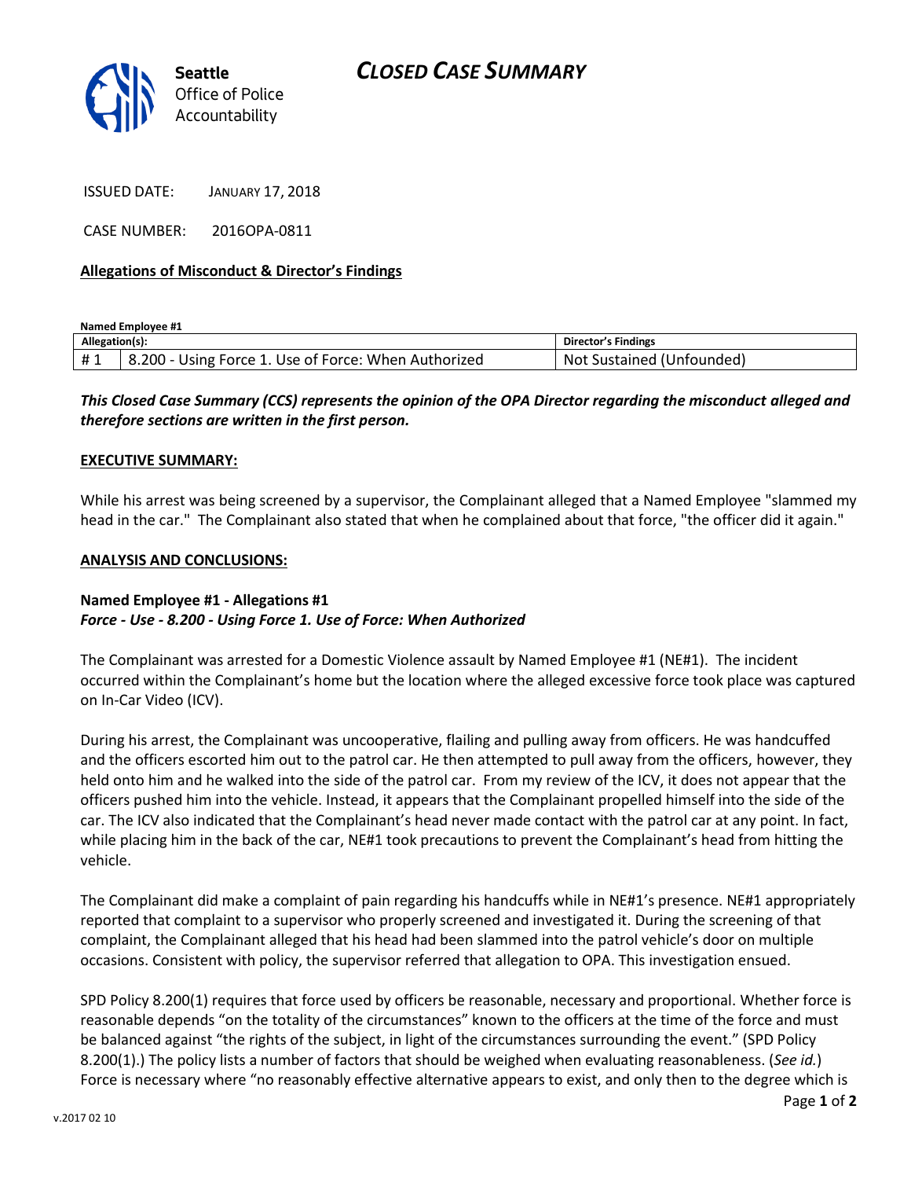Seattle
Office of Police
Accountability

# CLOSED CASE SUMMARY

ISSUED DATE: JANUARY 17, 2018

CASE NUMBER: 2016OPA-0811

**Allegations of Misconduct & Director's Findings**

**Named Employee #1**

| Allegation(s): | | Director's Findings |
|---|---|---|
| # 1 | 8.200 - Using Force 1. Use of Force: When Authorized | Not Sustained (Unfounded) |

***This Closed Case Summary (CCS) represents the opinion of the OPA Director regarding the misconduct alleged and therefore sections are written in the first person.***

**EXECUTIVE SUMMARY:**

While his arrest was being screened by a supervisor, the Complainant alleged that a Named Employee "slammed my head in the car." The Complainant also stated that when he complained about that force, "the officer did it again."

**ANALYSIS AND CONCLUSIONS:**

**Named Employee #1 - Allegations #1**
***Force - Use - 8.200 - Using Force 1. Use of Force: When Authorized***

The Complainant was arrested for a Domestic Violence assault by Named Employee #1 (NE#1). The incident occurred within the Complainant's home but the location where the alleged excessive force took place was captured on In-Car Video (ICV).

During his arrest, the Complainant was uncooperative, flailing and pulling away from officers. He was handcuffed and the officers escorted him out to the patrol car. He then attempted to pull away from the officers, however, they held onto him and he walked into the side of the patrol car. From my review of the ICV, it does not appear that the officers pushed him into the vehicle. Instead, it appears that the Complainant propelled himself into the side of the car. The ICV also indicated that the Complainant's head never made contact with the patrol car at any point. In fact, while placing him in the back of the car, NE#1 took precautions to prevent the Complainant's head from hitting the vehicle.

The Complainant did make a complaint of pain regarding his handcuffs while in NE#1's presence. NE#1 appropriately reported that complaint to a supervisor who properly screened and investigated it. During the screening of that complaint, the Complainant alleged that his head had been slammed into the patrol vehicle's door on multiple occasions. Consistent with policy, the supervisor referred that allegation to OPA. This investigation ensued.

SPD Policy 8.200(1) requires that force used by officers be reasonable, necessary and proportional. Whether force is reasonable depends "on the totality of the circumstances" known to the officers at the time of the force and must be balanced against "the rights of the subject, in light of the circumstances surrounding the event." (SPD Policy 8.200(1).) The policy lists a number of factors that should be weighed when evaluating reasonableness. (*See id.*) Force is necessary where "no reasonably effective alternative appears to exist, and only then to the degree which is

v.2017 02 10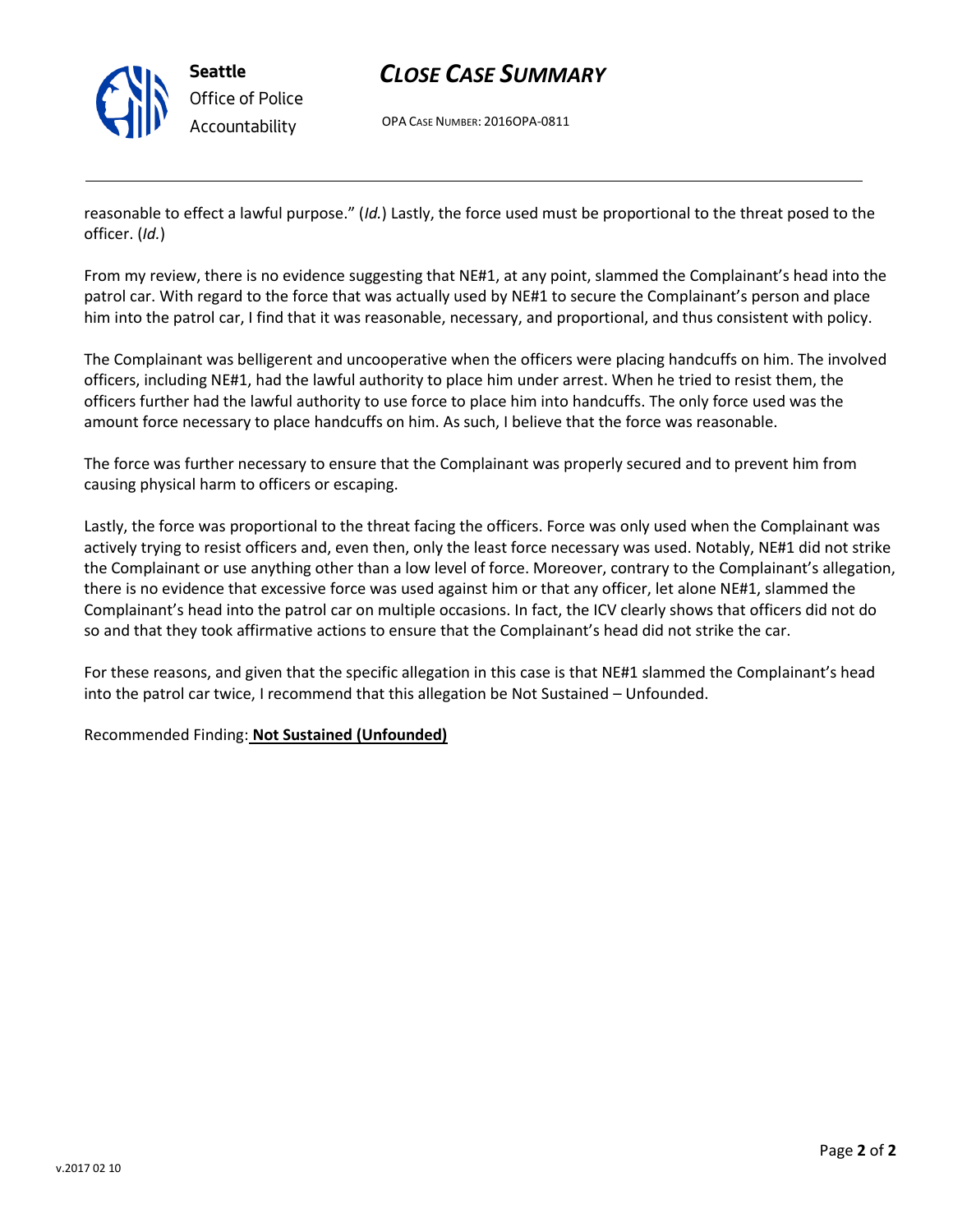reasonable to effect a lawful purpose." (*Id.*) Lastly, the force used must be proportional to the threat posed to the officer. (*Id.*)

From my review, there is no evidence suggesting that NE#1, at any point, slammed the Complainant's head into the patrol car. With regard to the force that was actually used by NE#1 to secure the Complainant's person and place him into the patrol car, I find that it was reasonable, necessary, and proportional, and thus consistent with policy.

The Complainant was belligerent and uncooperative when the officers were placing handcuffs on him. The involved officers, including NE#1, had the lawful authority to place him under arrest. When he tried to resist them, the officers further had the lawful authority to use force to place him into handcuffs. The only force used was the amount force necessary to place handcuffs on him. As such, I believe that the force was reasonable.

The force was further necessary to ensure that the Complainant was properly secured and to prevent him from causing physical harm to officers or escaping.

Lastly, the force was proportional to the threat facing the officers. Force was only used when the Complainant was actively trying to resist officers and, even then, only the least force necessary was used. Notably, NE#1 did not strike the Complainant or use anything other than a low level of force. Moreover, contrary to the Complainant's allegation, there is no evidence that excessive force was used against him or that any officer, let alone NE#1, slammed the Complainant's head into the patrol car on multiple occasions. In fact, the ICV clearly shows that officers did not do so and that they took affirmative actions to ensure that the Complainant's head did not strike the car.

For these reasons, and given that the specific allegation in this case is that NE#1 slammed the Complainant's head into the patrol car twice, I recommend that this allegation be Not Sustained – Unfounded.

Recommended Finding: **Not Sustained (Unfounded)**